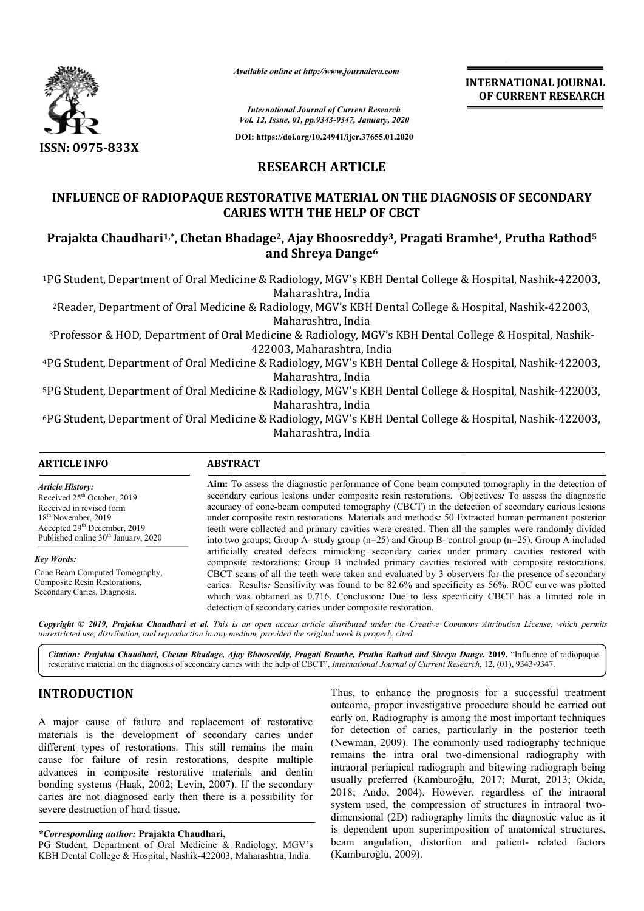ISSN: 0975-833X

*Available online at http://www.journalcra.com*

*International Journal of Current Research*
*Vol. 12, Issue, 01, pp.9343-9347, January, 2020*

DOI: https://doi.org/10.24941/ijcr.37655.01.2020

**INTERNATIONAL JOURNAL OF CURRENT RESEARCH**

## RESEARCH ARTICLE

# INFLUENCE OF RADIOPAQUE RESTORATIVE MATERIAL ON THE DIAGNOSIS OF SECONDARY CARIES WITH THE HELP OF CBCT

**Prajakta Chaudhari[1,*], Chetan Bhadage[2], Ajay Bhoosreddy[3], Pragati Bramhe[4], Prutha Rathod[5] and Shreya Dange[6]**

[1]PG Student, Department of Oral Medicine & Radiology, MGV's KBH Dental College & Hospital, Nashik-422003, Maharashtra, India

[2]Reader, Department of Oral Medicine & Radiology, MGV's KBH Dental College & Hospital, Nashik-422003, Maharashtra, India

[3]Professor & HOD, Department of Oral Medicine & Radiology, MGV's KBH Dental College & Hospital, Nashik-422003, Maharashtra, India

[4]PG Student, Department of Oral Medicine & Radiology, MGV's KBH Dental College & Hospital, Nashik-422003, Maharashtra, India

[5]PG Student, Department of Oral Medicine & Radiology, MGV's KBH Dental College & Hospital, Nashik-422003, Maharashtra, India

[6]PG Student, Department of Oral Medicine & Radiology, MGV's KBH Dental College & Hospital, Nashik-422003, Maharashtra, India

### ARTICLE INFO

*Article History:*
Received 25th October, 2019
Received in revised form
18th November, 2019
Accepted 29th December, 2019
Published online 30th January, 2020

*Key Words:*
Cone Beam Computed Tomography, Composite Resin Restorations, Secondary Caries, Diagnosis.

### ABSTRACT

**Aim:** To assess the diagnostic performance of Cone beam computed tomography in the detection of secondary carious lesions under composite resin restorations. Objectives*:* To assess the diagnostic accuracy of cone-beam computed tomography (CBCT) in the detection of secondary carious lesions under composite resin restorations. Materials and methods*:* 50 Extracted human permanent posterior teeth were collected and primary cavities were created. Then all the samples were randomly divided into two groups; Group A- study group (n=25) and Group B- control group (n=25). Group A included artificially created defects mimicking secondary caries under primary cavities restored with composite restorations; Group B included primary cavities restored with composite restorations. CBCT scans of all the teeth were taken and evaluated by 3 observers for the presence of secondary caries. Results*:* Sensitivity was found to be 82.6% and specificity as 56%. ROC curve was plotted which was obtained as 0.716. Conclusion*:* Due to less specificity CBCT has a limited role in detection of secondary caries under composite restoration.

*Copyright © 2019, Prajakta Chaudhari et al. This is an open access article distributed under the Creative Commons Attribution License, which permits unrestricted use, distribution, and reproduction in any medium, provided the original work is properly cited.*

*Citation: Prajakta Chaudhari, Chetan Bhadage, Ajay Bhoosreddy, Pragati Bramhe, Prutha Rathod and Shreya Dange.* **2019.** "Influence of radiopaque restorative material on the diagnosis of secondary caries with the help of CBCT", *International Journal of Current Research*, 12, (01), 9343-9347.

## INTRODUCTION

A major cause of failure and replacement of restorative materials is the development of secondary caries under different types of restorations. This still remains the main cause for failure of resin restorations, despite multiple advances in composite restorative materials and dentin bonding systems (Haak, 2002; Levin, 2007). If the secondary caries are not diagnosed early then there is a possibility for severe destruction of hard tissue.

Thus, to enhance the prognosis for a successful treatment outcome, proper investigative procedure should be carried out early on. Radiography is among the most important techniques for detection of caries, particularly in the posterior teeth (Newman, 2009). The commonly used radiography technique remains the intra oral two-dimensional radiography with intraoral periapical radiograph and bitewing radiograph being usually preferred (Kamburoğlu, 2017; Murat, 2013; Okida, 2018; Ando, 2004). However, regardless of the intraoral system used, the compression of structures in intraoral two-dimensional (2D) radiography limits the diagnostic value as it is dependent upon superimposition of anatomical structures, beam angulation, distortion and patient- related factors (Kamburoğlu, 2009).

*\*Corresponding author:* **Prajakta Chaudhari,**
PG Student, Department of Oral Medicine & Radiology, MGV's KBH Dental College & Hospital, Nashik-422003, Maharashtra, India.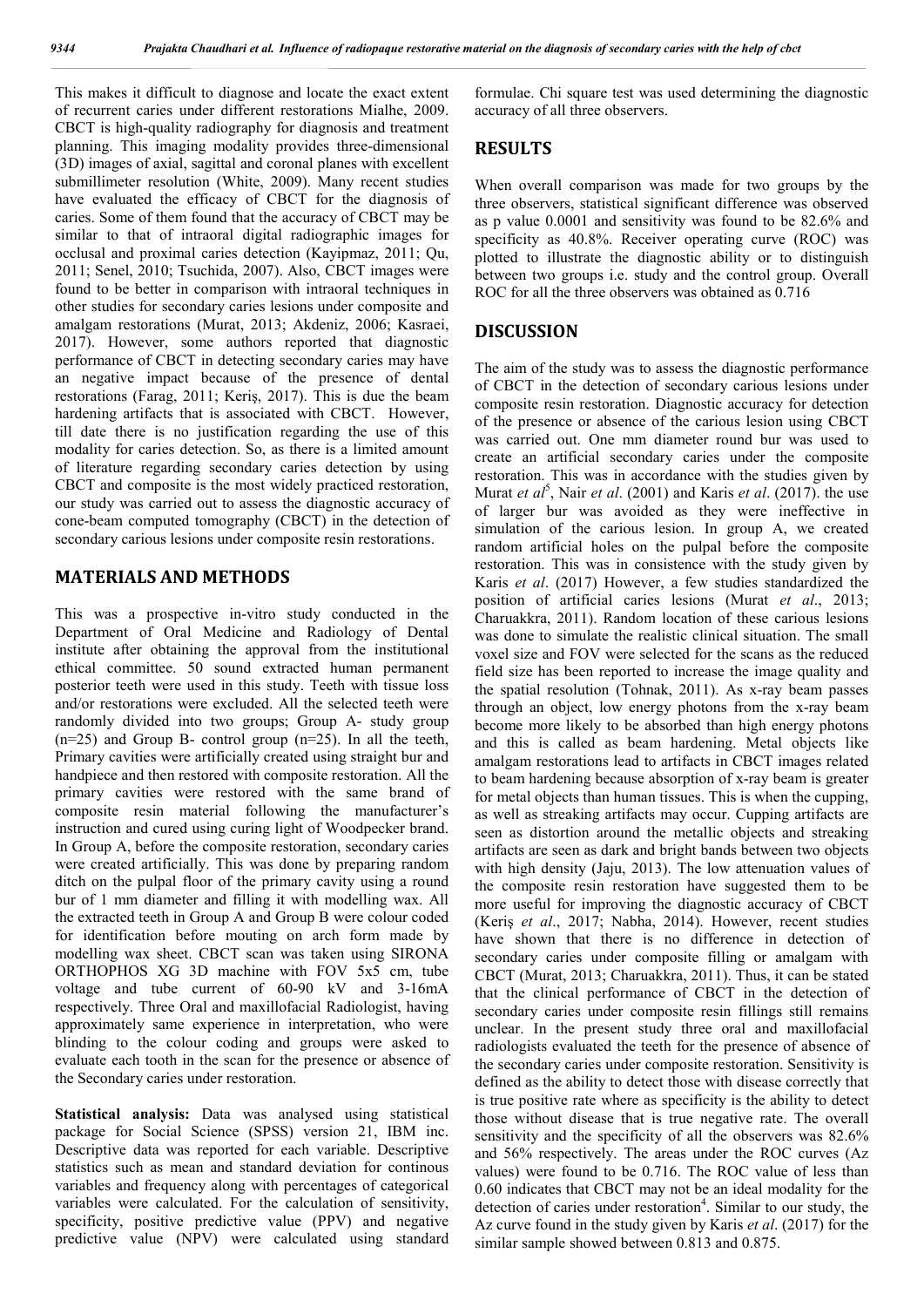This makes it difficult to diagnose and locate the exact extent of recurrent caries under different restorations Mialhe, 2009. CBCT is high-quality radiography for diagnosis and treatment planning. This imaging modality provides three-dimensional (3D) images of axial, sagittal and coronal planes with excellent submillimeter resolution (White, 2009). Many recent studies have evaluated the efficacy of CBCT for the diagnosis of caries. Some of them found that the accuracy of CBCT may be similar to that of intraoral digital radiographic images for occlusal and proximal caries detection (Kayipmaz, 2011; Qu, 2011; Senel, 2010; Tsuchida, 2007). Also, CBCT images were found to be better in comparison with intraoral techniques in other studies for secondary caries lesions under composite and amalgam restorations (Murat, 2013; Akdeniz, 2006; Kasraei, 2017). However, some authors reported that diagnostic performance of CBCT in detecting secondary caries may have an negative impact because of the presence of dental restorations (Farag, 2011; Keriş, 2017). This is due the beam hardening artifacts that is associated with CBCT. However, till date there is no justification regarding the use of this modality for caries detection. So, as there is a limited amount of literature regarding secondary caries detection by using CBCT and composite is the most widely practiced restoration, our study was carried out to assess the diagnostic accuracy of cone-beam computed tomography (CBCT) in the detection of secondary carious lesions under composite resin restorations.

## MATERIALS AND METHODS

This was a prospective in-vitro study conducted in the Department of Oral Medicine and Radiology of Dental institute after obtaining the approval from the institutional ethical committee. 50 sound extracted human permanent posterior teeth were used in this study. Teeth with tissue loss and/or restorations were excluded. All the selected teeth were randomly divided into two groups; Group A- study group (n=25) and Group B- control group (n=25). In all the teeth, Primary cavities were artificially created using straight bur and handpiece and then restored with composite restoration. All the primary cavities were restored with the same brand of composite resin material following the manufacturer's instruction and cured using curing light of Woodpecker brand. In Group A, before the composite restoration, secondary caries were created artificially. This was done by preparing random ditch on the pulpal floor of the primary cavity using a round bur of 1 mm diameter and filling it with modelling wax. All the extracted teeth in Group A and Group B were colour coded for identification before mouting on arch form made by modelling wax sheet. CBCT scan was taken using SIRONA ORTHOPHOS XG 3D machine with FOV 5x5 cm, tube voltage and tube current of 60-90 kV and 3-16mA respectively. Three Oral and maxillofacial Radiologist, having approximately same experience in interpretation, who were blinding to the colour coding and groups were asked to evaluate each tooth in the scan for the presence or absence of the Secondary caries under restoration.

**Statistical analysis:** Data was analysed using statistical package for Social Science (SPSS) version 21, IBM inc. Descriptive data was reported for each variable. Descriptive statistics such as mean and standard deviation for continous variables and frequency along with percentages of categorical variables were calculated. For the calculation of sensitivity, specificity, positive predictive value (PPV) and negative predictive value (NPV) were calculated using standard formulae. Chi square test was used determining the diagnostic accuracy of all three observers.

## RESULTS

When overall comparison was made for two groups by the three observers, statistical significant difference was observed as p value 0.0001 and sensitivity was found to be 82.6% and specificity as 40.8%. Receiver operating curve (ROC) was plotted to illustrate the diagnostic ability or to distinguish between two groups i.e. study and the control group. Overall ROC for all the three observers was obtained as 0.716

## DISCUSSION

The aim of the study was to assess the diagnostic performance of CBCT in the detection of secondary carious lesions under composite resin restoration. Diagnostic accuracy for detection of the presence or absence of the carious lesion using CBCT was carried out. One mm diameter round bur was used to create an artificial secondary caries under the composite restoration. This was in accordance with the studies given by Murat *et al*[5], Nair *et al*. (2001) and Karis *et al*. (2017). the use of larger bur was avoided as they were ineffective in simulation of the carious lesion. In group A, we created random artificial holes on the pulpal before the composite restoration. This was in consistence with the study given by Karis *et al*. (2017) However, a few studies standardized the position of artificial caries lesions (Murat *et al*., 2013; Charuakkra, 2011). Random location of these carious lesions was done to simulate the realistic clinical situation. The small voxel size and FOV were selected for the scans as the reduced field size has been reported to increase the image quality and the spatial resolution (Tohnak, 2011). As x-ray beam passes through an object, low energy photons from the x-ray beam become more likely to be absorbed than high energy photons and this is called as beam hardening. Metal objects like amalgam restorations lead to artifacts in CBCT images related to beam hardening because absorption of x-ray beam is greater for metal objects than human tissues. This is when the cupping, as well as streaking artifacts may occur. Cupping artifacts are seen as distortion around the metallic objects and streaking artifacts are seen as dark and bright bands between two objects with high density (Jaju, 2013). The low attenuation values of the composite resin restoration have suggested them to be more useful for improving the diagnostic accuracy of CBCT (Keriş *et al*., 2017; Nabha, 2014). However, recent studies have shown that there is no difference in detection of secondary caries under composite filling or amalgam with CBCT (Murat, 2013; Charuakkra, 2011). Thus, it can be stated that the clinical performance of CBCT in the detection of secondary caries under composite resin fillings still remains unclear. In the present study three oral and maxillofacial radiologists evaluated the teeth for the presence or absence of the secondary caries under composite restoration. Sensitivity is defined as the ability to detect those with disease correctly that is true positive rate where as specificity is the ability to detect those without disease that is true negative rate. The overall sensitivity and the specificity of all the observers was 82.6% and 56% respectively. The areas under the ROC curves (Az values) were found to be 0.716. The ROC value of less than 0.60 indicates that CBCT may not be an ideal modality for the detection of caries under restoration[4]. Similar to our study, the Az curve found in the study given by Karis *et al*. (2017) for the similar sample showed between 0.813 and 0.875.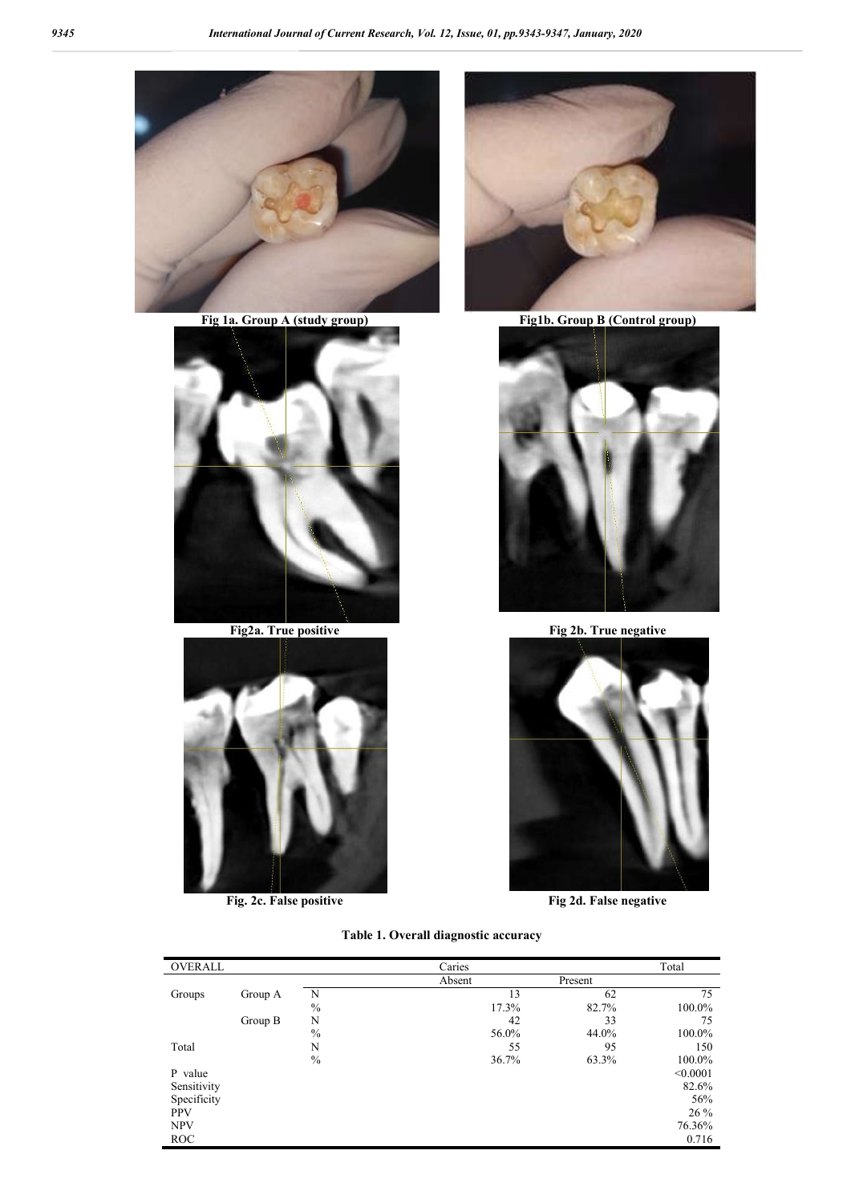Fig 1a. Group A (study group)

Fig1b. Group B (Control group)

Fig2a. True positive

Fig 2b. True negative

Fig. 2c. False positive

Fig 2d. False negative

**Table 1. Overall diagnostic accuracy**

| OVERALL | | | Caries | | Total |
|---|---|---|---|---|---|
| | | | Absent | Present | |
| Groups | Group A | N | 13 | 62 | 75 |
| | | % | 17.3% | 82.7% | 100.0% |
| | Group B | N | 42 | 33 | 75 |
| | | % | 56.0% | 44.0% | 100.0% |
| Total | | N | 55 | 95 | 150 |
| | | % | 36.7% | 63.3% | 100.0% |
| P value | | | | | <0.0001 |
| Sensitivity | | | | | 82.6% |
| Specificity | | | | | 56% |
| PPV | | | | | 26 % |
| NPV | | | | | 76.36% |
| ROC | | | | | 0.716 |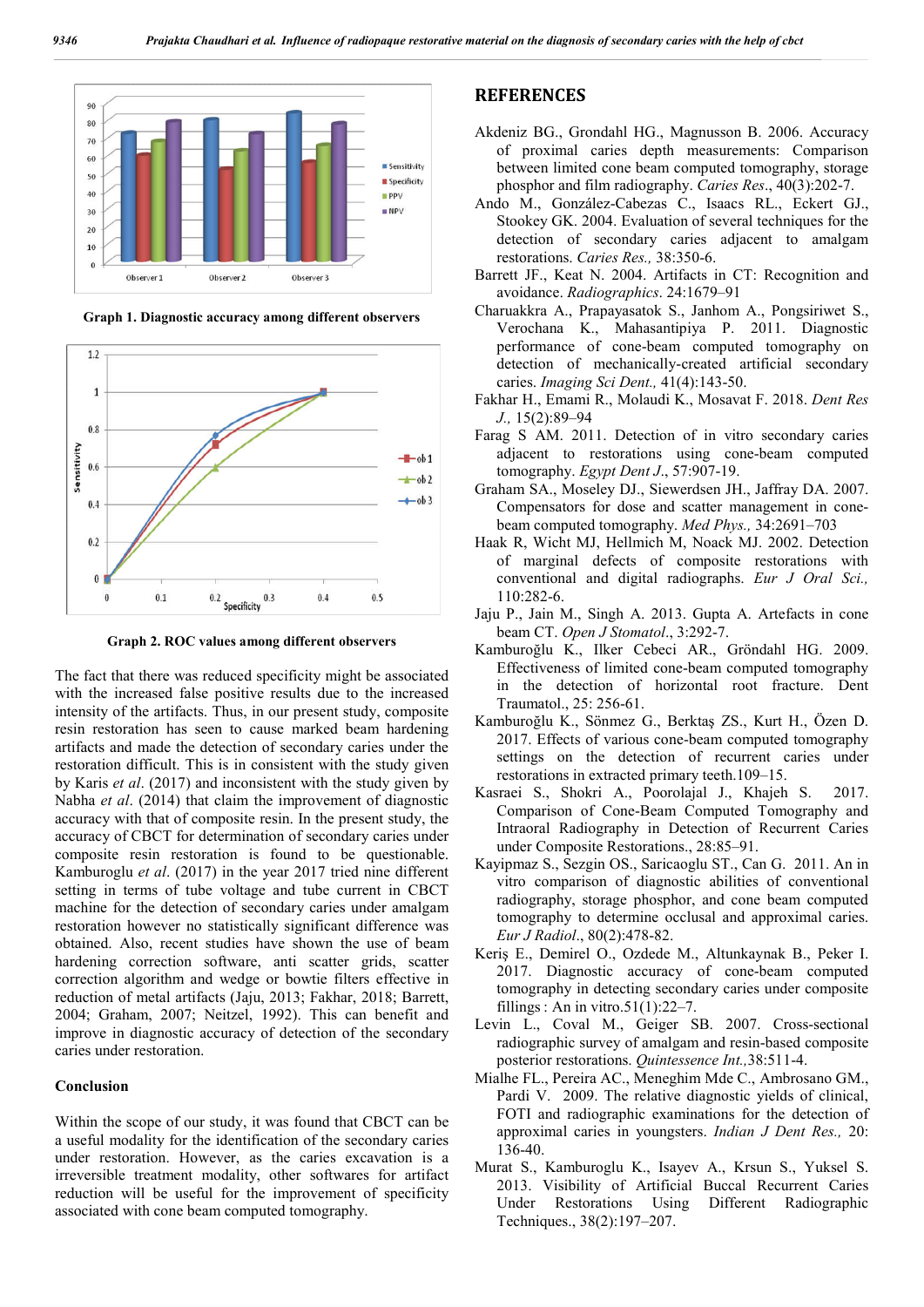Graph 1. Diagnostic accuracy among different observers

Graph 2. ROC values among different observers

The fact that there was reduced specificity might be associated with the increased false positive results due to the increased intensity of the artifacts. Thus, in our present study, composite resin restoration has seen to cause marked beam hardening artifacts and made the detection of secondary caries under the restoration difficult. This is in consistent with the study given by Karis *et al*. (2017) and inconsistent with the study given by Nabha *et al*. (2014) that claim the improvement of diagnostic accuracy with that of composite resin. In the present study, the accuracy of CBCT for determination of secondary caries under composite resin restoration is found to be questionable. Kamburoglu *et al*. (2017) in the year 2017 tried nine different setting in terms of tube voltage and tube current in CBCT machine for the detection of secondary caries under amalgam restoration however no statistically significant difference was obtained. Also, recent studies have shown the use of beam hardening correction software, anti scatter grids, scatter correction algorithm and wedge or bowtie filters effective in reduction of metal artifacts (Jaju, 2013; Fakhar, 2018; Barrett, 2004; Graham, 2007; Neitzel, 1992). This can benefit and improve in diagnostic accuracy of detection of the secondary caries under restoration.

## Conclusion

Within the scope of our study, it was found that CBCT can be a useful modality for the identification of the secondary caries under restoration. However, as the caries excavation is a irreversible treatment modality, other softwares for artifact reduction will be useful for the improvement of specificity associated with cone beam computed tomography.

## REFERENCES

Akdeniz BG., Grondahl HG., Magnusson B. 2006. Accuracy of proximal caries depth measurements: Comparison between limited cone beam computed tomography, storage phosphor and film radiography. *Caries Res*., 40(3):202-7.

Ando M., González-Cabezas C., Isaacs RL., Eckert GJ., Stookey GK. 2004. Evaluation of several techniques for the detection of secondary caries adjacent to amalgam restorations. *Caries Res.,* 38:350-6.

Barrett JF., Keat N. 2004. Artifacts in CT: Recognition and avoidance. *Radiographics*. 24:1679–91

Charuakkra A., Prapayasatok S., Janhom A., Pongsiriwet S., Verochana K., Mahasantipiya P. 2011. Diagnostic performance of cone-beam computed tomography on detection of mechanically-created artificial secondary caries. *Imaging Sci Dent.,* 41(4):143-50.

Fakhar H., Emami R., Molaudi K., Mosavat F. 2018. *Dent Res J.,* 15(2):89–94

Farag S AM. 2011. Detection of in vitro secondary caries adjacent to restorations using cone-beam computed tomography. *Egypt Dent J*., 57:907-19.

Graham SA., Moseley DJ., Siewerdsen JH., Jaffray DA. 2007. Compensators for dose and scatter management in cone-beam computed tomography. *Med Phys.,* 34:2691–703

Haak R, Wicht MJ, Hellmich M, Noack MJ. 2002. Detection of marginal defects of composite restorations with conventional and digital radiographs. *Eur J Oral Sci.,* 110:282-6.

Jaju P., Jain M., Singh A. 2013. Gupta A. Artefacts in cone beam CT. *Open J Stomatol*., 3:292-7.

Kamburoğlu K., Ilker Cebeci AR., Gröndahl HG. 2009. Effectiveness of limited cone-beam computed tomography in the detection of horizontal root fracture. Dent Traumatol., 25: 256-61.

Kamburoğlu K., Sönmez G., Berktaş ZS., Kurt H., Özen D. 2017. Effects of various cone-beam computed tomography settings on the detection of recurrent caries under restorations in extracted primary teeth.109–15.

Kasraei S., Shokri A., Poorolajal J., Khajeh S. 2017. Comparison of Cone-Beam Computed Tomography and Intraoral Radiography in Detection of Recurrent Caries under Composite Restorations., 28:85–91.

Kayipmaz S., Sezgin OS., Saricaoglu ST., Can G. 2011. An in vitro comparison of diagnostic abilities of conventional radiography, storage phosphor, and cone beam computed tomography to determine occlusal and approximal caries. *Eur J Radiol*., 80(2):478-82.

Keriş E., Demirel O., Ozdede M., Altunkaynak B., Peker I. 2017. Diagnostic accuracy of cone-beam computed tomography in detecting secondary caries under composite fillings : An in vitro.51(1):22–7.

Levin L., Coval M., Geiger SB. 2007. Cross-sectional radiographic survey of amalgam and resin-based composite posterior restorations. *Quintessence Int.,*38:511-4.

Mialhe FL., Pereira AC., Meneghim Mde C., Ambrosano GM., Pardi V. 2009. The relative diagnostic yields of clinical, FOTI and radiographic examinations for the detection of approximal caries in youngsters. *Indian J Dent Res.,* 20: 136-40.

Murat S., Kamburoglu K., Isayev A., Krsun S., Yuksel S. 2013. Visibility of Artificial Buccal Recurrent Caries Under Restorations Using Different Radiographic Techniques., 38(2):197–207.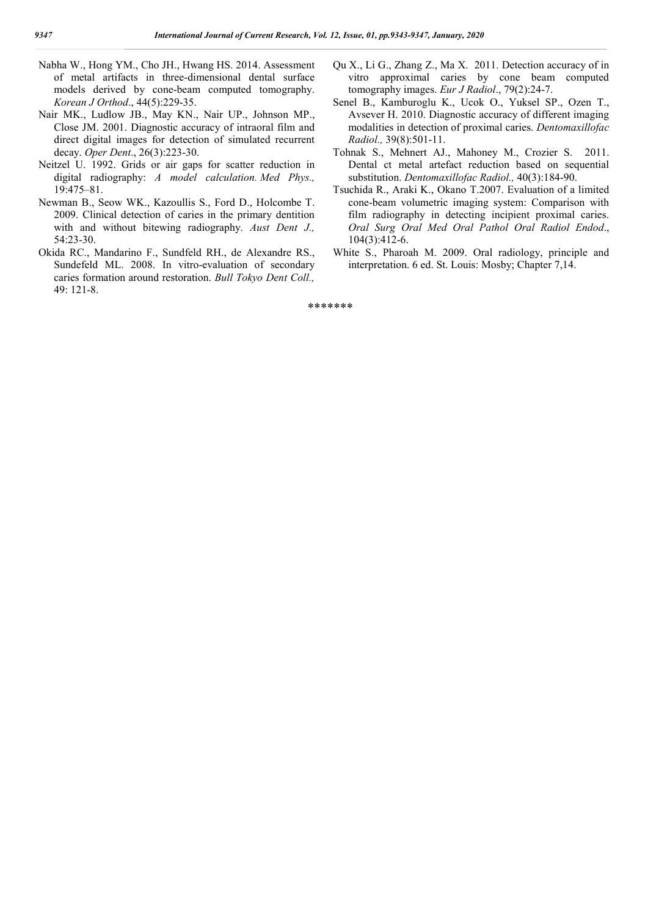Nabha W., Hong YM., Cho JH., Hwang HS. 2014. Assessment of metal artifacts in three-dimensional dental surface models derived by cone-beam computed tomography. *Korean J Orthod*., 44(5):229-35.

Nair MK., Ludlow JB., May KN., Nair UP., Johnson MP., Close JM. 2001. Diagnostic accuracy of intraoral film and direct digital images for detection of simulated recurrent decay. *Oper Dent*., 26(3):223-30.

Neitzel U. 1992. Grids or air gaps for scatter reduction in digital radiography: *A model calculation. Med Phys.,* 19:475–81.

Newman B., Seow WK., Kazoullis S., Ford D., Holcombe T. 2009. Clinical detection of caries in the primary dentition with and without bitewing radiography. *Aust Dent J.,* 54:23-30.

Okida RC., Mandarino F., Sundfeld RH., de Alexandre RS., Sundefeld ML. 2008. In vitro-evaluation of secondary caries formation around restoration. *Bull Tokyo Dent Coll.,* 49: 121-8.

Qu X., Li G., Zhang Z., Ma X. 2011. Detection accuracy of in vitro approximal caries by cone beam computed tomography images. *Eur J Radiol*., 79(2):24-7.

Senel B., Kamburoglu K., Ucok O., Yuksel SP., Ozen T., Avsever H. 2010. Diagnostic accuracy of different imaging modalities in detection of proximal caries. *Dentomaxillofac Radiol.,* 39(8):501-11.

Tohnak S., Mehnert AJ., Mahoney M., Crozier S. 2011. Dental ct metal artefact reduction based on sequential substitution. *Dentomaxillofac Radiol.,* 40(3):184-90.

Tsuchida R., Araki K., Okano T.2007. Evaluation of a limited cone-beam volumetric imaging system: Comparison with film radiography in detecting incipient proximal caries. *Oral Surg Oral Med Oral Pathol Oral Radiol Endod*., 104(3):412-6.

White S., Pharoah M. 2009. Oral radiology, principle and interpretation. 6 ed. St. Louis: Mosby; Chapter 7,14.

*******